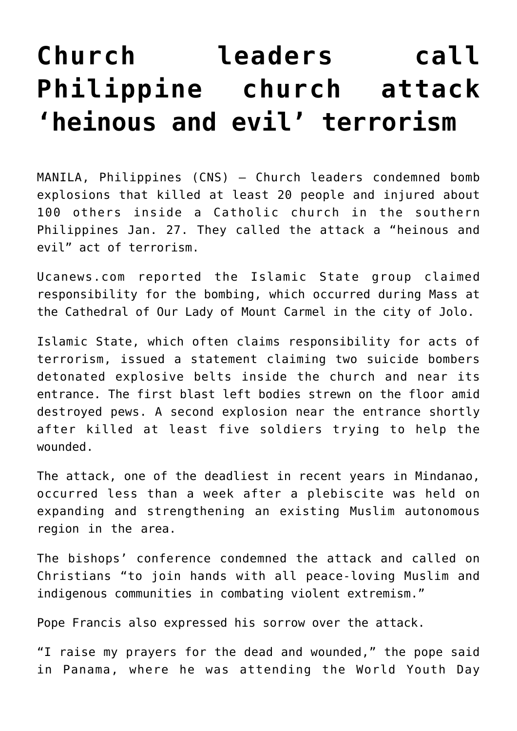# Church leaders call Philippine church attack 'heinous and evil' terrorism

MANILA, Philippines (CNS) — Church leaders condemned bomb explosions that killed at least 20 people and injured about 100 others inside a Catholic church in the southern Philippines Jan. 27. They called the attack a "heinous and evil" act of terrorism.

Ucanews.com reported the Islamic State group claimed responsibility for the bombing, which occurred during Mass at the Cathedral of Our Lady of Mount Carmel in the city of Jolo.

Islamic State, which often claims responsibility for acts of terrorism, issued a statement claiming two suicide bombers detonated explosive belts inside the church and near its entrance. The first blast left bodies strewn on the floor amid destroyed pews. A second explosion near the entrance shortly after killed at least five soldiers trying to help the wounded.

The attack, one of the deadliest in recent years in Mindanao, occurred less than a week after a plebiscite was held on expanding and strengthening an existing Muslim autonomous region in the area.

The bishops' conference condemned the attack and called on Christians "to join hands with all peace-loving Muslim and indigenous communities in combating violent extremism."

Pope Francis also expressed his sorrow over the attack.

"I raise my prayers for the dead and wounded," the pope said in Panama, where he was attending the World Youth Day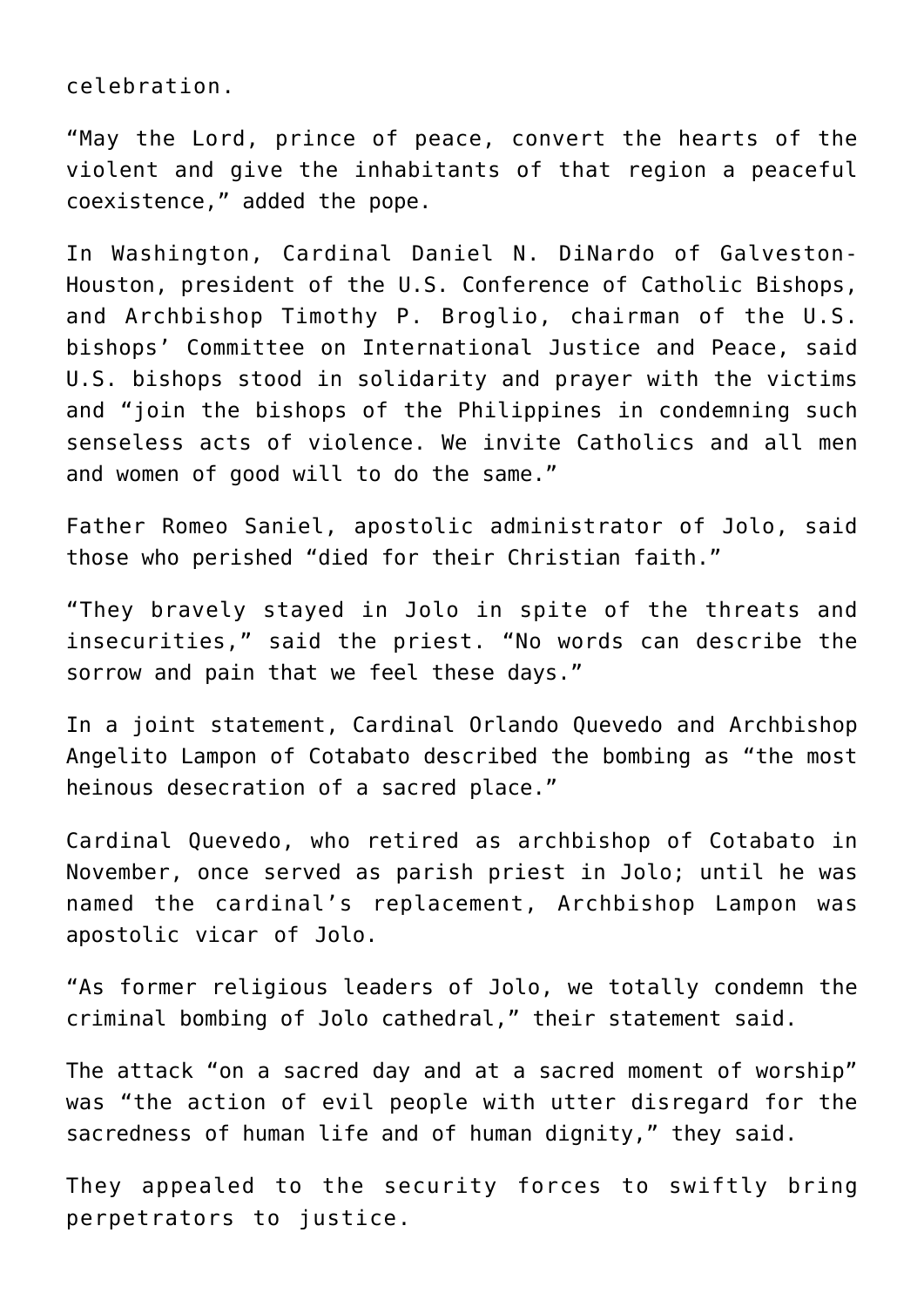celebration.

"May the Lord, prince of peace, convert the hearts of the violent and give the inhabitants of that region a peaceful coexistence," added the pope.

In Washington, Cardinal Daniel N. DiNardo of Galveston-Houston, president of the U.S. Conference of Catholic Bishops, and Archbishop Timothy P. Broglio, chairman of the U.S. bishops' Committee on International Justice and Peace, said U.S. bishops stood in solidarity and prayer with the victims and "join the bishops of the Philippines in condemning such senseless acts of violence. We invite Catholics and all men and women of good will to do the same."

Father Romeo Saniel, apostolic administrator of Jolo, said those who perished "died for their Christian faith."

"They bravely stayed in Jolo in spite of the threats and insecurities," said the priest. "No words can describe the sorrow and pain that we feel these days."

In a joint statement, Cardinal Orlando Quevedo and Archbishop Angelito Lampon of Cotabato described the bombing as "the most heinous desecration of a sacred place."

Cardinal Quevedo, who retired as archbishop of Cotabato in November, once served as parish priest in Jolo; until he was named the cardinal's replacement, Archbishop Lampon was apostolic vicar of Jolo.

"As former religious leaders of Jolo, we totally condemn the criminal bombing of Jolo cathedral," their statement said.

The attack "on a sacred day and at a sacred moment of worship" was "the action of evil people with utter disregard for the sacredness of human life and of human dignity," they said.

They appealed to the security forces to swiftly bring perpetrators to justice.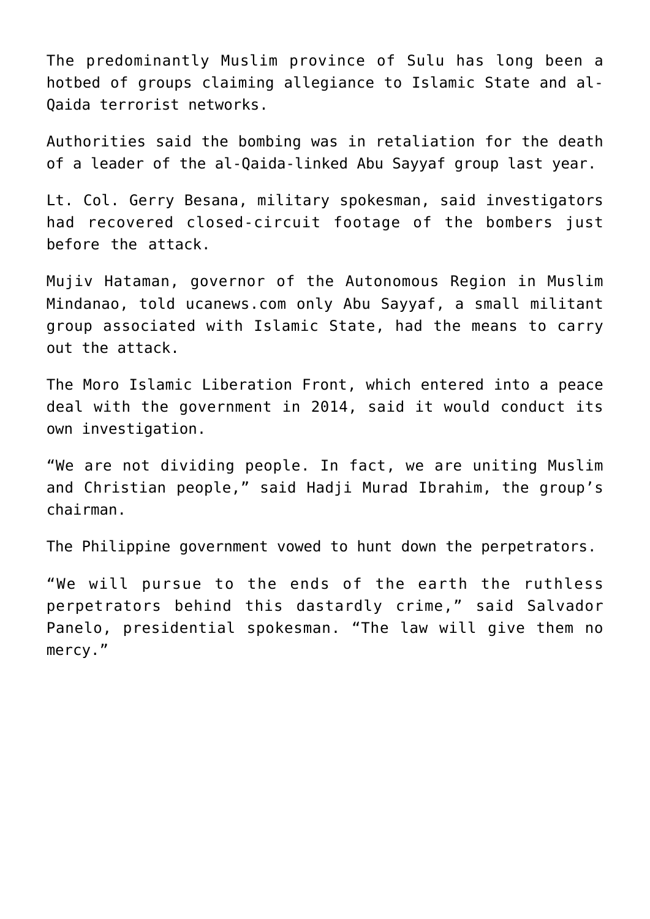The predominantly Muslim province of Sulu has long been a hotbed of groups claiming allegiance to Islamic State and al-Qaida terrorist networks.

Authorities said the bombing was in retaliation for the death of a leader of the al-Qaida-linked Abu Sayyaf group last year.

Lt. Col. Gerry Besana, military spokesman, said investigators had recovered closed-circuit footage of the bombers just before the attack.

Mujiv Hataman, governor of the Autonomous Region in Muslim Mindanao, told ucanews.com only Abu Sayyaf, a small militant group associated with Islamic State, had the means to carry out the attack.

The Moro Islamic Liberation Front, which entered into a peace deal with the government in 2014, said it would conduct its own investigation.

“We are not dividing people. In fact, we are uniting Muslim and Christian people,” said Hadji Murad Ibrahim, the group’s chairman.

The Philippine government vowed to hunt down the perpetrators.

“We will pursue to the ends of the earth the ruthless perpetrators behind this dastardly crime,” said Salvador Panelo, presidential spokesman. “The law will give them no mercy.”